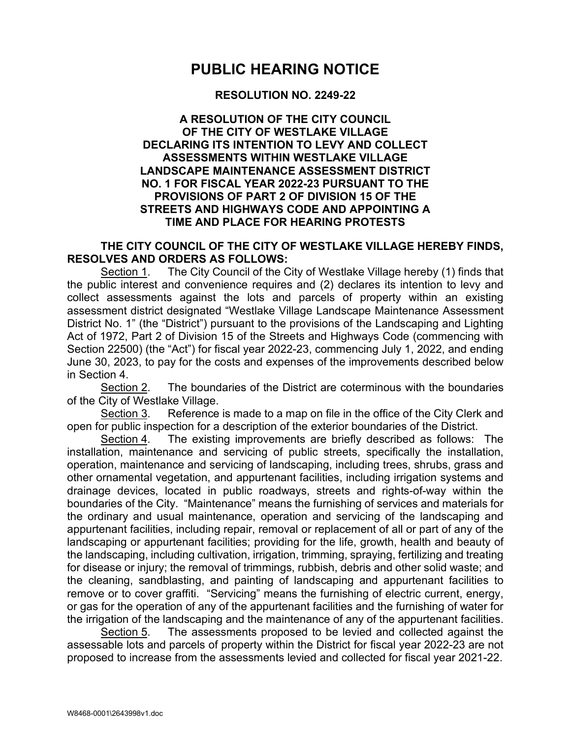# PUBLIC HEARING NOTICE

## RESOLUTION NO. 2249-22

**A RESOLUTION OF THE CITY COUNCIL OF THE CITY OF WESTLAKE VILLAGE DECLARING ITS INTENTION TO LEVY AND COLLECT ASSESSMENTS WITHIN WESTLAKE VILLAGE LANDSCAPE MAINTENANCE ASSESSMENT DISTRICT NO. 1 FOR FISCAL YEAR 2022-23 PURSUANT TO THE PROVISIONS OF PART 2 OF DIVISION 15 OF THE STREETS AND HIGHWAYS CODE AND APPOINTING A TIME AND PLACE FOR HEARING PROTESTS**

**THE CITY COUNCIL OF THE CITY OF WESTLAKE VILLAGE HEREBY FINDS, RESOLVES AND ORDERS AS FOLLOWS:**

Section 1. The City Council of the City of Westlake Village hereby (1) finds that the public interest and convenience requires and (2) declares its intention to levy and collect assessments against the lots and parcels of property within an existing assessment district designated "Westlake Village Landscape Maintenance Assessment District No. 1" (the "District") pursuant to the provisions of the Landscaping and Lighting Act of 1972, Part 2 of Division 15 of the Streets and Highways Code (commencing with Section 22500) (the "Act") for fiscal year 2022-23, commencing July 1, 2022, and ending June 30, 2023, to pay for the costs and expenses of the improvements described below in Section 4.

Section 2. The boundaries of the District are coterminous with the boundaries of the City of Westlake Village.

Section 3. Reference is made to a map on file in the office of the City Clerk and open for public inspection for a description of the exterior boundaries of the District.

Section 4. The existing improvements are briefly described as follows: The installation, maintenance and servicing of public streets, specifically the installation, operation, maintenance and servicing of landscaping, including trees, shrubs, grass and other ornamental vegetation, and appurtenant facilities, including irrigation systems and drainage devices, located in public roadways, streets and rights-of-way within the boundaries of the City. "Maintenance" means the furnishing of services and materials for the ordinary and usual maintenance, operation and servicing of the landscaping and appurtenant facilities, including repair, removal or replacement of all or part of any of the landscaping or appurtenant facilities; providing for the life, growth, health and beauty of the landscaping, including cultivation, irrigation, trimming, spraying, fertilizing and treating for disease or injury; the removal of trimmings, rubbish, debris and other solid waste; and the cleaning, sandblasting, and painting of landscaping and appurtenant facilities to remove or to cover graffiti. "Servicing" means the furnishing of electric current, energy, or gas for the operation of any of the appurtenant facilities and the furnishing of water for the irrigation of the landscaping and the maintenance of any of the appurtenant facilities.

Section 5. The assessments proposed to be levied and collected against the assessable lots and parcels of property within the District for fiscal year 2022-23 are not proposed to increase from the assessments levied and collected for fiscal year 2021-22.

W8468-0001\2643998v1.doc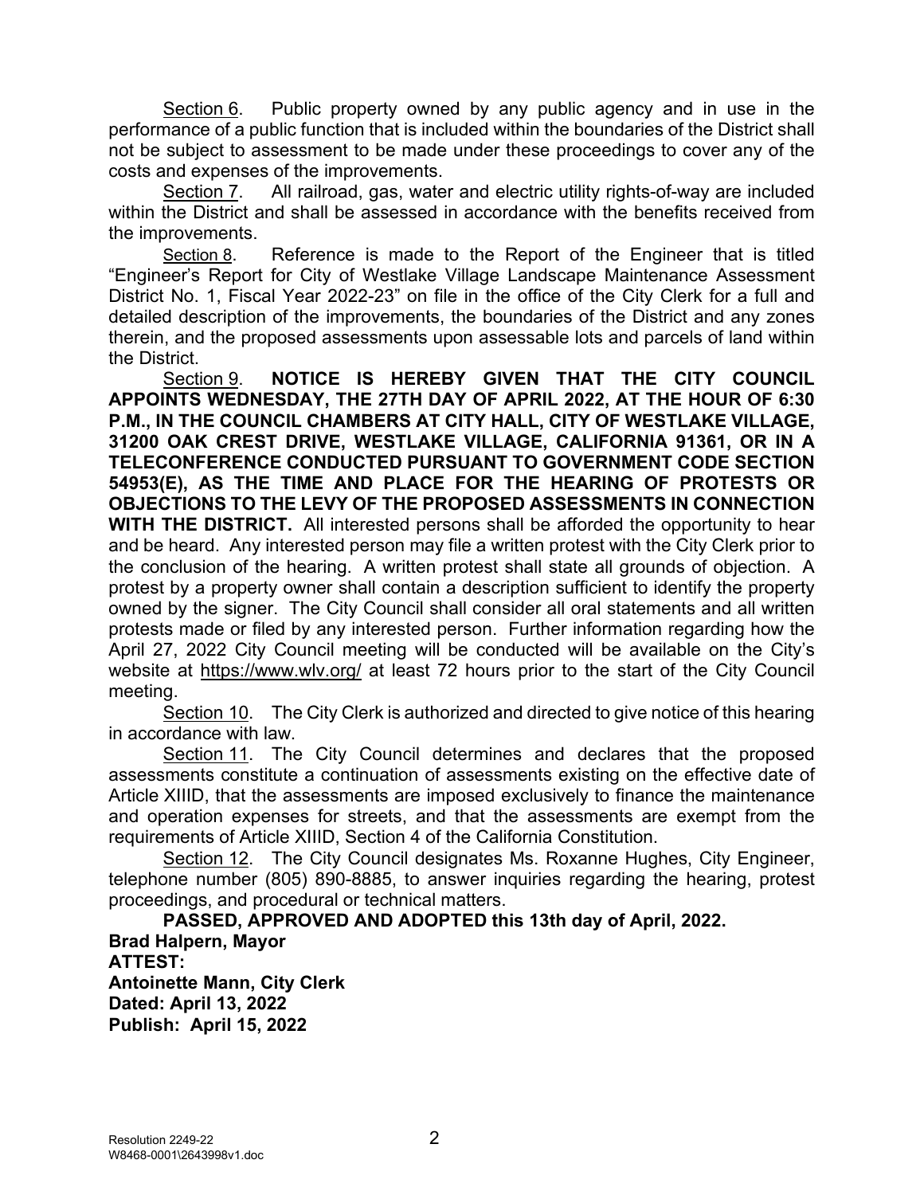Section 6. Public property owned by any public agency and in use in the performance of a public function that is included within the boundaries of the District shall not be subject to assessment to be made under these proceedings to cover any of the costs and expenses of the improvements.

Section 7. All railroad, gas, water and electric utility rights-of-way are included within the District and shall be assessed in accordance with the benefits received from the improvements.

Section 8. Reference is made to the Report of the Engineer that is titled "Engineer's Report for City of Westlake Village Landscape Maintenance Assessment District No. 1, Fiscal Year 2022-23" on file in the office of the City Clerk for a full and detailed description of the improvements, the boundaries of the District and any zones therein, and the proposed assessments upon assessable lots and parcels of land within the District.

Section 9. **NOTICE IS HEREBY GIVEN THAT THE CITY COUNCIL APPOINTS WEDNESDAY, THE 27TH DAY OF APRIL 2022, AT THE HOUR OF 6:30 P.M., IN THE COUNCIL CHAMBERS AT CITY HALL, CITY OF WESTLAKE VILLAGE, 31200 OAK CREST DRIVE, WESTLAKE VILLAGE, CALIFORNIA 91361, OR IN A TELECONFERENCE CONDUCTED PURSUANT TO GOVERNMENT CODE SECTION 54953(E), AS THE TIME AND PLACE FOR THE HEARING OF PROTESTS OR OBJECTIONS TO THE LEVY OF THE PROPOSED ASSESSMENTS IN CONNECTION WITH THE DISTRICT.** All interested persons shall be afforded the opportunity to hear and be heard. Any interested person may file a written protest with the City Clerk prior to the conclusion of the hearing. A written protest shall state all grounds of objection. A protest by a property owner shall contain a description sufficient to identify the property owned by the signer. The City Council shall consider all oral statements and all written protests made or filed by any interested person. Further information regarding how the April 27, 2022 City Council meeting will be conducted will be available on the City's website at https://www.wlv.org/ at least 72 hours prior to the start of the City Council meeting.

Section 10. The City Clerk is authorized and directed to give notice of this hearing in accordance with law.

Section 11. The City Council determines and declares that the proposed assessments constitute a continuation of assessments existing on the effective date of Article XIIID, that the assessments are imposed exclusively to finance the maintenance and operation expenses for streets, and that the assessments are exempt from the requirements of Article XIIID, Section 4 of the California Constitution.

Section 12. The City Council designates Ms. Roxanne Hughes, City Engineer, telephone number (805) 890-8885, to answer inquiries regarding the hearing, protest proceedings, and procedural or technical matters.

**PASSED, APPROVED AND ADOPTED this 13th day of April, 2022.**

**Brad Halpern, Mayor**
**ATTEST:**
**Antoinette Mann, City Clerk**
**Dated: April 13, 2022**
**Publish: April 15, 2022**

Resolution 2249-22
W8468-0001\2643998v1.doc